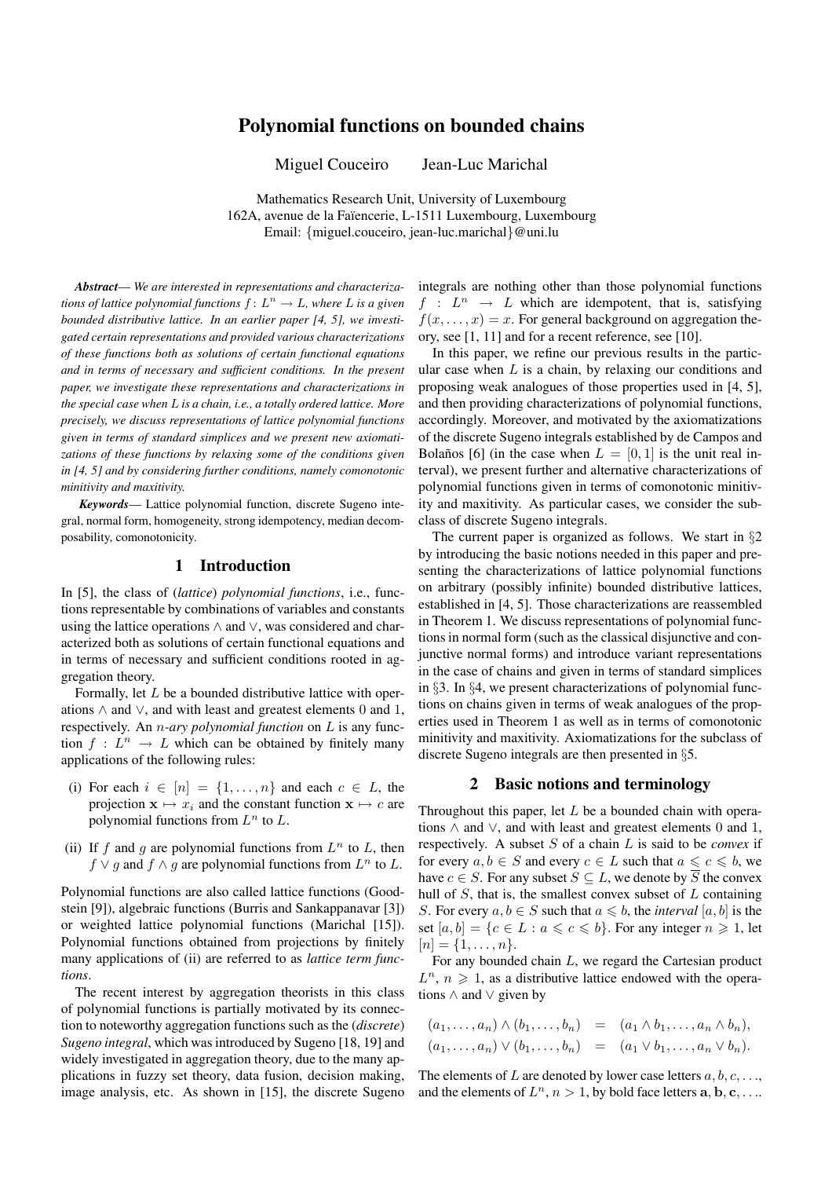# Polynomial functions on bounded chains

Miguel Couceiro Jean-Luc Marichal

Mathematics Research Unit, University of Luxembourg
162A, avenue de la Faïencerie, L-1511 Luxembourg, Luxembourg
Email: {miguel.couceiro, jean-luc.marichal}@uni.lu

***Abstract***— *We are interested in representations and characterizations of lattice polynomial functions $f\colon L^n \to L$, where $L$ is a given bounded distributive lattice. In an earlier paper [4, 5], we investigated certain representations and provided various characterizations of these functions both as solutions of certain functional equations and in terms of necessary and sufficient conditions. In the present paper, we investigate these representations and characterizations in the special case when $L$ is a chain, i.e., a totally ordered lattice. More precisely, we discuss representations of lattice polynomial functions given in terms of standard simplices and we present new axiomatizations of these functions by relaxing some of the conditions given in [4, 5] and by considering further conditions, namely comonotonic minitivity and maxitivity.*

***Keywords***— Lattice polynomial function, discrete Sugeno integral, normal form, homogeneity, strong idempotency, median decomposability, comonotonicity.

## 1 Introduction

In [5], the class of (*lattice*) *polynomial functions*, i.e., functions representable by combinations of variables and constants using the lattice operations $\wedge$ and $\vee$, was considered and characterized both as solutions of certain functional equations and in terms of necessary and sufficient conditions rooted in aggregation theory.

Formally, let $L$ be a bounded distributive lattice with operations $\wedge$ and $\vee$, and with least and greatest elements 0 and 1, respectively. An *$n$-ary polynomial function* on $L$ is any function $f : L^n \to L$ which can be obtained by finitely many applications of the following rules:

(i) For each $i \in [n] = \{1, \ldots, n\}$ and each $c \in L$, the projection $\mathbf{x} \mapsto x_i$ and the constant function $\mathbf{x} \mapsto c$ are polynomial functions from $L^n$ to $L$.

(ii) If $f$ and $g$ are polynomial functions from $L^n$ to $L$, then $f \vee g$ and $f \wedge g$ are polynomial functions from $L^n$ to $L$.

Polynomial functions are also called lattice functions (Goodstein [9]), algebraic functions (Burris and Sankappanavar [3]) or weighted lattice polynomial functions (Marichal [15]). Polynomial functions obtained from projections by finitely many applications of (ii) are referred to as *lattice term functions*.

The recent interest by aggregation theorists in this class of polynomial functions is partially motivated by its connection to noteworthy aggregation functions such as the (*discrete*) *Sugeno integral*, which was introduced by Sugeno [18, 19] and widely investigated in aggregation theory, due to the many applications in fuzzy set theory, data fusion, decision making, image analysis, etc. As shown in [15], the discrete Sugeno integrals are nothing other than those polynomial functions $f : L^n \to L$ which are idempotent, that is, satisfying $f(x, \ldots, x) = x$. For general background on aggregation theory, see [1, 11] and for a recent reference, see [10].

In this paper, we refine our previous results in the particular case when $L$ is a chain, by relaxing our conditions and proposing weak analogues of those properties used in [4, 5], and then providing characterizations of polynomial functions, accordingly. Moreover, and motivated by the axiomatizations of the discrete Sugeno integrals established by de Campos and Bolaños [6] (in the case when $L = [0, 1]$ is the unit real interval), we present further and alternative characterizations of polynomial functions given in terms of comonotonic minitivity and maxitivity. As particular cases, we consider the subclass of discrete Sugeno integrals.

The current paper is organized as follows. We start in §2 by introducing the basic notions needed in this paper and presenting the characterizations of lattice polynomial functions on arbitrary (possibly infinite) bounded distributive lattices, established in [4, 5]. Those characterizations are reassembled in Theorem 1. We discuss representations of polynomial functions in normal form (such as the classical disjunctive and conjunctive normal forms) and introduce variant representations in the case of chains and given in terms of standard simplices in §3. In §4, we present characterizations of polynomial functions on chains given in terms of weak analogues of the properties used in Theorem 1 as well as in terms of comonotonic minitivity and maxitivity. Axiomatizations for the subclass of discrete Sugeno integrals are then presented in §5.

## 2 Basic notions and terminology

Throughout this paper, let $L$ be a bounded chain with operations $\wedge$ and $\vee$, and with least and greatest elements 0 and 1, respectively. A subset $S$ of a chain $L$ is said to be *convex* if for every $a, b \in S$ and every $c \in L$ such that $a \leqslant c \leqslant b$, we have $c \in S$. For any subset $S \subseteq L$, we denote by $\overline{S}$ the convex hull of $S$, that is, the smallest convex subset of $L$ containing $S$. For every $a, b \in S$ such that $a \leqslant b$, the *interval* $[a, b]$ is the set $[a, b] = \{c \in L : a \leqslant c \leqslant b\}$. For any integer $n \geqslant 1$, let $[n] = \{1, \ldots, n\}$.

For any bounded chain $L$, we regard the Cartesian product $L^n$, $n \geqslant 1$, as a distributive lattice endowed with the operations $\wedge$ and $\vee$ given by

$$
\begin{aligned}
(a_1, \ldots, a_n) \wedge (b_1, \ldots, b_n) &= (a_1 \wedge b_1, \ldots, a_n \wedge b_n),\\
(a_1, \ldots, a_n) \vee (b_1, \ldots, b_n) &= (a_1 \vee b_1, \ldots, a_n \vee b_n).
\end{aligned}
$$

The elements of $L$ are denoted by lower case letters $a, b, c, \ldots$, and the elements of $L^n$, $n > 1$, by bold face letters $\mathbf{a}, \mathbf{b}, \mathbf{c}, \ldots$.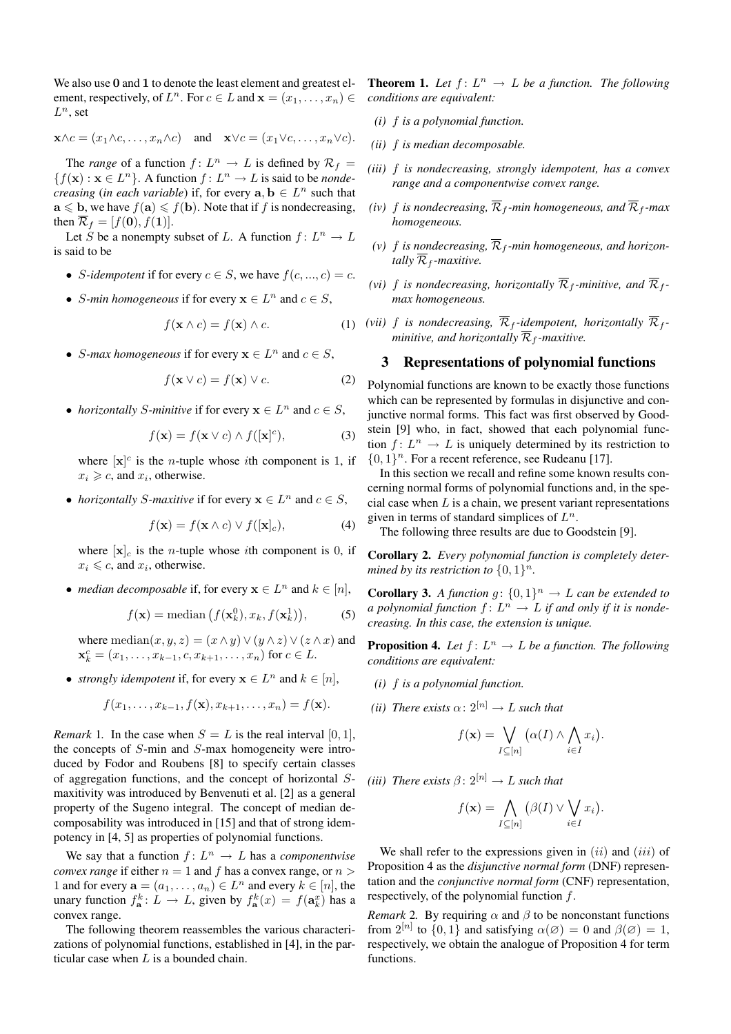We also use **0** and **1** to denote the least element and greatest element, respectively, of $L^n$. For $c \in L$ and $\mathbf{x} = (x_1, \ldots, x_n) \in L^n$, set

$$\mathbf{x} \wedge c = (x_1 \wedge c, \ldots, x_n \wedge c) \quad \text{and} \quad \mathbf{x} \vee c = (x_1 \vee c, \ldots, x_n \vee c).$$

The *range* of a function $f\colon L^n \to L$ is defined by $\mathcal{R}_f = \{f(\mathbf{x}) : \mathbf{x} \in L^n\}$. A function $f\colon L^n \to L$ is said to be *nondecreasing* (*in each variable*) if, for every $\mathbf{a}, \mathbf{b} \in L^n$ such that $\mathbf{a} \leqslant \mathbf{b}$, we have $f(\mathbf{a}) \leqslant f(\mathbf{b})$. Note that if $f$ is nondecreasing, then $\overline{\mathcal{R}}_f = [f(\mathbf{0}), f(\mathbf{1})]$.

Let $S$ be a nonempty subset of $L$. A function $f\colon L^n \to L$ is said to be

- *$S$-idempotent* if for every $c \in S$, we have $f(c, ..., c) = c$.
- *$S$-min homogeneous* if for every $\mathbf{x} \in L^n$ and $c \in S$,
$$f(\mathbf{x} \wedge c) = f(\mathbf{x}) \wedge c. \tag{1}$$
- *$S$-max homogeneous* if for every $\mathbf{x} \in L^n$ and $c \in S$,
$$f(\mathbf{x} \vee c) = f(\mathbf{x}) \vee c. \tag{2}$$
- *horizontally $S$-minitive* if for every $\mathbf{x} \in L^n$ and $c \in S$,
$$f(\mathbf{x}) = f(\mathbf{x} \vee c) \wedge f([\mathbf{x}]^c), \tag{3}$$
where $[\mathbf{x}]^c$ is the $n$-tuple whose $i$th component is 1, if $x_i \geqslant c$, and $x_i$, otherwise.
- *horizontally $S$-maxitive* if for every $\mathbf{x} \in L^n$ and $c \in S$,
$$f(\mathbf{x}) = f(\mathbf{x} \wedge c) \vee f([\mathbf{x}]_c), \tag{4}$$
where $[\mathbf{x}]_c$ is the $n$-tuple whose $i$th component is 0, if $x_i \leqslant c$, and $x_i$, otherwise.
- *median decomposable* if, for every $\mathbf{x} \in L^n$ and $k \in [n]$,
$$f(\mathbf{x}) = \operatorname{median}\big(f(\mathbf{x}_k^0), x_k, f(\mathbf{x}_k^1)\big), \tag{5}$$
where $\operatorname{median}(x, y, z) = (x \wedge y) \vee (y \wedge z) \vee (z \wedge x)$ and $\mathbf{x}_k^c = (x_1, \ldots, x_{k-1}, c, x_{k+1}, \ldots, x_n)$ for $c \in L$.
- *strongly idempotent* if, for every $\mathbf{x} \in L^n$ and $k \in [n]$,
$$f(x_1, \ldots, x_{k-1}, f(\mathbf{x}), x_{k+1}, \ldots, x_n) = f(\mathbf{x}).$$

*Remark* 1. In the case when $S = L$ is the real interval $[0, 1]$, the concepts of $S$-min and $S$-max homogeneity were introduced by Fodor and Roubens [8] to specify certain classes of aggregation functions, and the concept of horizontal $S$-maxitivity was introduced by Benvenuti et al. [2] as a general property of the Sugeno integral. The concept of median decomposability was introduced in [15] and that of strong idempotency in [4, 5] as properties of polynomial functions.

We say that a function $f\colon L^n \to L$ has a *componentwise convex range* if either $n = 1$ and $f$ has a convex range, or $n > 1$ and for every $\mathbf{a} = (a_1, \ldots, a_n) \in L^n$ and every $k \in [n]$, the unary function $f_{\mathbf{a}}^k\colon L \to L$, given by $f_{\mathbf{a}}^k(x) = f(\mathbf{a}_k^x)$ has a convex range.

The following theorem reassembles the various characterizations of polynomial functions, established in [4], in the particular case when $L$ is a bounded chain.

**Theorem 1.** *Let $f\colon L^n \to L$ be a function. The following conditions are equivalent:*

*(i) $f$ is a polynomial function.*

*(ii) $f$ is median decomposable.*

*(iii) $f$ is nondecreasing, strongly idempotent, has a convex range and a componentwise convex range.*

*(iv) $f$ is nondecreasing, $\overline{\mathcal{R}}_f$-min homogeneous, and $\overline{\mathcal{R}}_f$-max homogeneous.*

*(v) $f$ is nondecreasing, $\overline{\mathcal{R}}_f$-min homogeneous, and horizontally $\overline{\mathcal{R}}_f$-maxitive.*

*(vi) $f$ is nondecreasing, horizontally $\overline{\mathcal{R}}_f$-minitive, and $\overline{\mathcal{R}}_f$-max homogeneous.*

*(vii) $f$ is nondecreasing, $\overline{\mathcal{R}}_f$-idempotent, horizontally $\overline{\mathcal{R}}_f$-minitive, and horizontally $\overline{\mathcal{R}}_f$-maxitive.*

## 3 Representations of polynomial functions

Polynomial functions are known to be exactly those functions which can be represented by formulas in disjunctive and conjunctive normal forms. This fact was first observed by Goodstein [9] who, in fact, showed that each polynomial function $f\colon L^n \to L$ is uniquely determined by its restriction to $\{0,1\}^n$. For a recent reference, see Rudeanu [17].

In this section we recall and refine some known results concerning normal forms of polynomial functions and, in the special case when $L$ is a chain, we present variant representations given in terms of standard simplices of $L^n$.

The following three results are due to Goodstein [9].

**Corollary 2.** *Every polynomial function is completely determined by its restriction to $\{0,1\}^n$.*

**Corollary 3.** *A function $g\colon \{0,1\}^n \to L$ can be extended to a polynomial function $f\colon L^n \to L$ if and only if it is nondecreasing. In this case, the extension is unique.*

**Proposition 4.** *Let $f\colon L^n \to L$ be a function. The following conditions are equivalent:*

*(i) $f$ is a polynomial function.*

*(ii) There exists $\alpha\colon 2^{[n]} \to L$ such that*

$$f(\mathbf{x}) = \bigvee_{I \subseteq [n]} \big(\alpha(I) \wedge \bigwedge_{i \in I} x_i\big).$$

*(iii) There exists $\beta\colon 2^{[n]} \to L$ such that*

$$f(\mathbf{x}) = \bigwedge_{I \subseteq [n]} \big(\beta(I) \vee \bigvee_{i \in I} x_i\big).$$

We shall refer to the expressions given in $(ii)$ and $(iii)$ of Proposition 4 as the *disjunctive normal form* (DNF) representation and the *conjunctive normal form* (CNF) representation, respectively, of the polynomial function $f$.

*Remark* 2. By requiring $\alpha$ and $\beta$ to be nonconstant functions from $2^{[n]}$ to $\{0, 1\}$ and satisfying $\alpha(\varnothing) = 0$ and $\beta(\varnothing) = 1$, respectively, we obtain the analogue of Proposition 4 for term functions.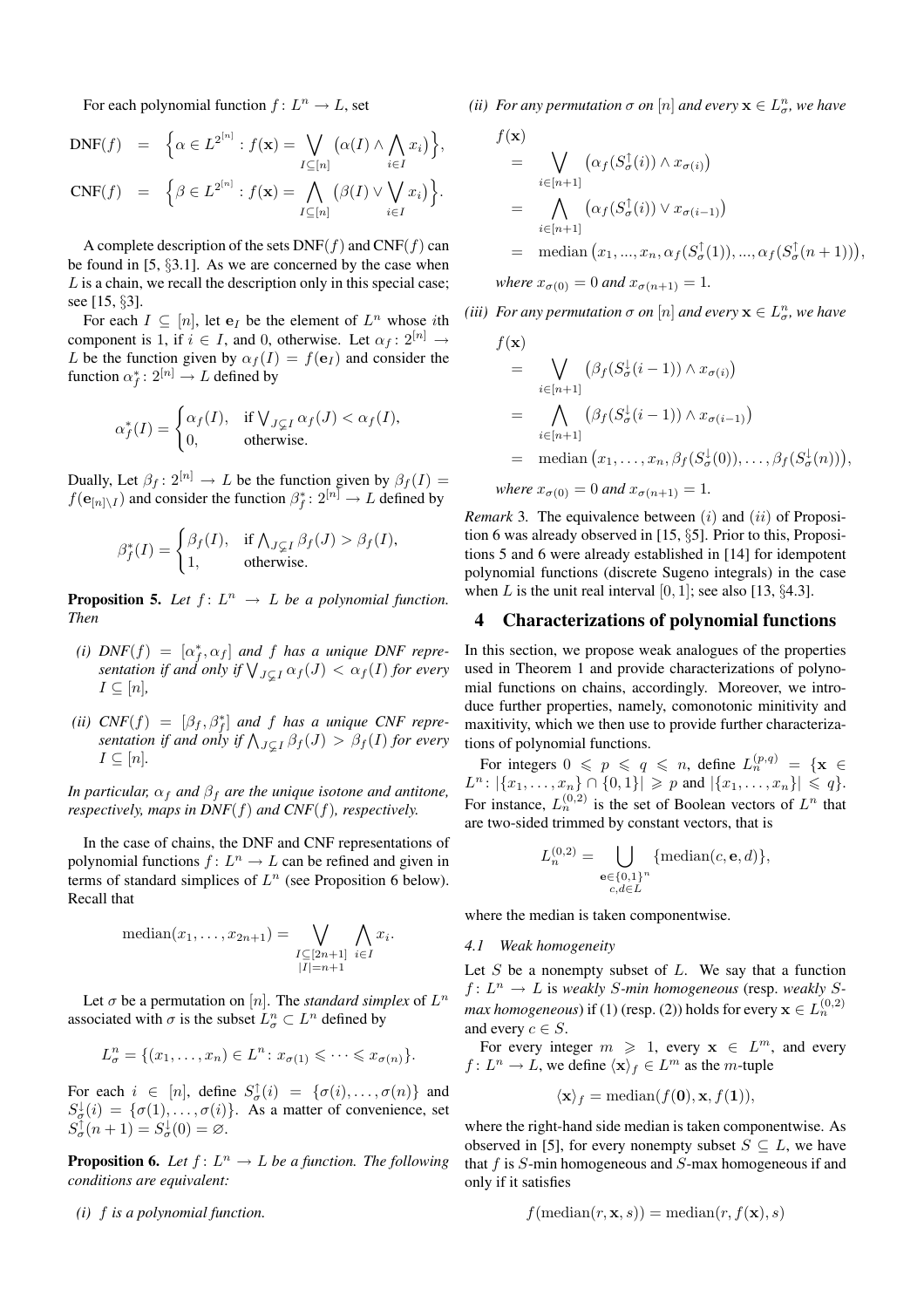For each polynomial function $f\colon L^n \to L$, set

$$\mathrm{DNF}(f) = \Big\{\alpha \in L^{2^{[n]}} : f(\mathbf{x}) = \bigvee_{I\subseteq[n]} \big(\alpha(I) \wedge \bigwedge_{i\in I} x_i\big)\Big\},$$

$$\mathrm{CNF}(f) = \Big\{\beta \in L^{2^{[n]}} : f(\mathbf{x}) = \bigwedge_{I\subseteq[n]} \big(\beta(I) \vee \bigvee_{i\in I} x_i\big)\Big\}.$$

A complete description of the sets $\mathrm{DNF}(f)$ and $\mathrm{CNF}(f)$ can be found in [5, §3.1]. As we are concerned by the case when $L$ is a chain, we recall the description only in this special case; see [15, §3].

For each $I \subseteq [n]$, let $\mathbf{e}_I$ be the element of $L^n$ whose $i$th component is 1, if $i \in I$, and 0, otherwise. Let $\alpha_f\colon 2^{[n]} \to L$ be the function given by $\alpha_f(I) = f(\mathbf{e}_I)$ and consider the function $\alpha_f^*\colon 2^{[n]} \to L$ defined by

$$\alpha_f^*(I) = \begin{cases} \alpha_f(I), & \text{if } \bigvee_{J\subsetneq I} \alpha_f(J) < \alpha_f(I),\\ 0, & \text{otherwise.}\end{cases}$$

Dually, Let $\beta_f\colon 2^{[n]} \to L$ be the function given by $\beta_f(I) = f(\mathbf{e}_{[n]\setminus I})$ and consider the function $\beta_f^*\colon 2^{[n]} \to L$ defined by

$$\beta_f^*(I) = \begin{cases} \beta_f(I), & \text{if } \bigwedge_{J\subsetneq I} \beta_f(J) > \beta_f(I),\\ 1, & \text{otherwise.}\end{cases}$$

**Proposition 5.** *Let $f\colon L^n \to L$ be a polynomial function. Then*

*(i) $\mathrm{DNF}(f) = [\alpha_f^*, \alpha_f]$ and $f$ has a unique DNF representation if and only if $\bigvee_{J\subsetneq I} \alpha_f(J) < \alpha_f(I)$ for every $I \subseteq [n]$,*

*(ii) $\mathrm{CNF}(f) = [\beta_f, \beta_f^*]$ and $f$ has a unique CNF representation if and only if $\bigwedge_{J\subsetneq I} \beta_f(J) > \beta_f(I)$ for every $I \subseteq [n]$.*

*In particular, $\alpha_f$ and $\beta_f$ are the unique isotone and antitone, respectively, maps in $\mathrm{DNF}(f)$ and $\mathrm{CNF}(f)$, respectively.*

In the case of chains, the DNF and CNF representations of polynomial functions $f\colon L^n \to L$ can be refined and given in terms of standard simplices of $L^n$ (see Proposition 6 below). Recall that

$$\mathrm{median}(x_1, \ldots, x_{2n+1}) = \bigvee_{\substack{I\subseteq[2n+1]\\ |I|=n+1}} \bigwedge_{i\in I} x_i.$$

Let $\sigma$ be a permutation on $[n]$. The *standard simplex* of $L^n$ associated with $\sigma$ is the subset $L^n_\sigma \subset L^n$ defined by

$$L^n_\sigma = \{(x_1, \ldots, x_n) \in L^n : x_{\sigma(1)} \leqslant \cdots \leqslant x_{\sigma(n)}\}.$$

For each $i \in [n]$, define $S_\sigma^\uparrow(i) = \{\sigma(i), \ldots, \sigma(n)\}$ and $S_\sigma^\downarrow(i) = \{\sigma(1), \ldots, \sigma(i)\}$. As a matter of convenience, set $S_\sigma^\uparrow(n+1) = S_\sigma^\downarrow(0) = \varnothing$.

**Proposition 6.** *Let $f\colon L^n \to L$ be a function. The following conditions are equivalent:*

*(i) $f$ is a polynomial function.*

*(ii) For any permutation $\sigma$ on $[n]$ and every $\mathbf{x} \in L^n_\sigma$, we have*

$$\begin{aligned} f(\mathbf{x}) &= \bigvee_{i\in[n+1]} \big(\alpha_f(S_\sigma^\uparrow(i)) \wedge x_{\sigma(i)}\big)\\ &= \bigwedge_{i\in[n+1]} \big(\alpha_f(S_\sigma^\uparrow(i)) \vee x_{\sigma(i-1)}\big)\\ &= \mathrm{median}\big(x_1, ..., x_n, \alpha_f(S_\sigma^\uparrow(1)), ..., \alpha_f(S_\sigma^\uparrow(n+1))\big), \end{aligned}$$

*where $x_{\sigma(0)} = 0$ and $x_{\sigma(n+1)} = 1$.*

*(iii) For any permutation $\sigma$ on $[n]$ and every $\mathbf{x} \in L^n_\sigma$, we have*

$$\begin{aligned} f(\mathbf{x}) &= \bigvee_{i\in[n+1]} \big(\beta_f(S_\sigma^\downarrow(i-1)) \wedge x_{\sigma(i)}\big)\\ &= \bigwedge_{i\in[n+1]} \big(\beta_f(S_\sigma^\downarrow(i-1)) \wedge x_{\sigma(i-1)}\big)\\ &= \mathrm{median}\big(x_1, \ldots, x_n, \beta_f(S_\sigma^\downarrow(0)), \ldots, \beta_f(S_\sigma^\downarrow(n))\big), \end{aligned}$$

*where $x_{\sigma(0)} = 0$ and $x_{\sigma(n+1)} = 1$.*

*Remark* 3. The equivalence between $(i)$ and $(ii)$ of Proposition 6 was already observed in [15, §5]. Prior to this, Propositions 5 and 6 were already established in [14] for idempotent polynomial functions (discrete Sugeno integrals) in the case when $L$ is the unit real interval $[0, 1]$; see also [13, §4.3].

## 4 Characterizations of polynomial functions

In this section, we propose weak analogues of the properties used in Theorem 1 and provide characterizations of polynomial functions on chains, accordingly. Moreover, we introduce further properties, namely, comonotonic minitivity and maxitivity, which we then use to provide further characterizations of polynomial functions.

For integers $0 \leqslant p \leqslant q \leqslant n$, define $L_n^{(p,q)} = \{\mathbf{x} \in L^n : |\{x_1, \ldots, x_n\} \cap \{0, 1\}| \geqslant p \text{ and } |\{x_1, \ldots, x_n\}| \leqslant q\}$. For instance, $L_n^{(0,2)}$ is the set of Boolean vectors of $L^n$ that are two-sided trimmed by constant vectors, that is

$$L_n^{(0,2)} = \bigcup_{\substack{\mathbf{e}\in\{0,1\}^n\\ c,d\in L}} \{\mathrm{median}(c, \mathbf{e}, d)\},$$

where the median is taken componentwise.

### 4.1 Weak homogeneity

Let $S$ be a nonempty subset of $L$. We say that a function $f\colon L^n \to L$ is *weakly $S$-min homogeneous* (resp. *weakly $S$-max homogeneous*) if (1) (resp. (2)) holds for every $\mathbf{x} \in L_n^{(0,2)}$ and every $c \in S$.

For every integer $m \geqslant 1$, every $\mathbf{x} \in L^m$, and every $f\colon L^n \to L$, we define $\langle\mathbf{x}\rangle_f \in L^m$ as the $m$-tuple

$$\langle\mathbf{x}\rangle_f = \mathrm{median}(f(\mathbf{0}), \mathbf{x}, f(\mathbf{1})),$$

where the right-hand side median is taken componentwise. As observed in [5], for every nonempty subset $S \subseteq L$, we have that $f$ is $S$-min homogeneous and $S$-max homogeneous if and only if it satisfies

$$f(\mathrm{median}(r, \mathbf{x}, s)) = \mathrm{median}(r, f(\mathbf{x}), s)$$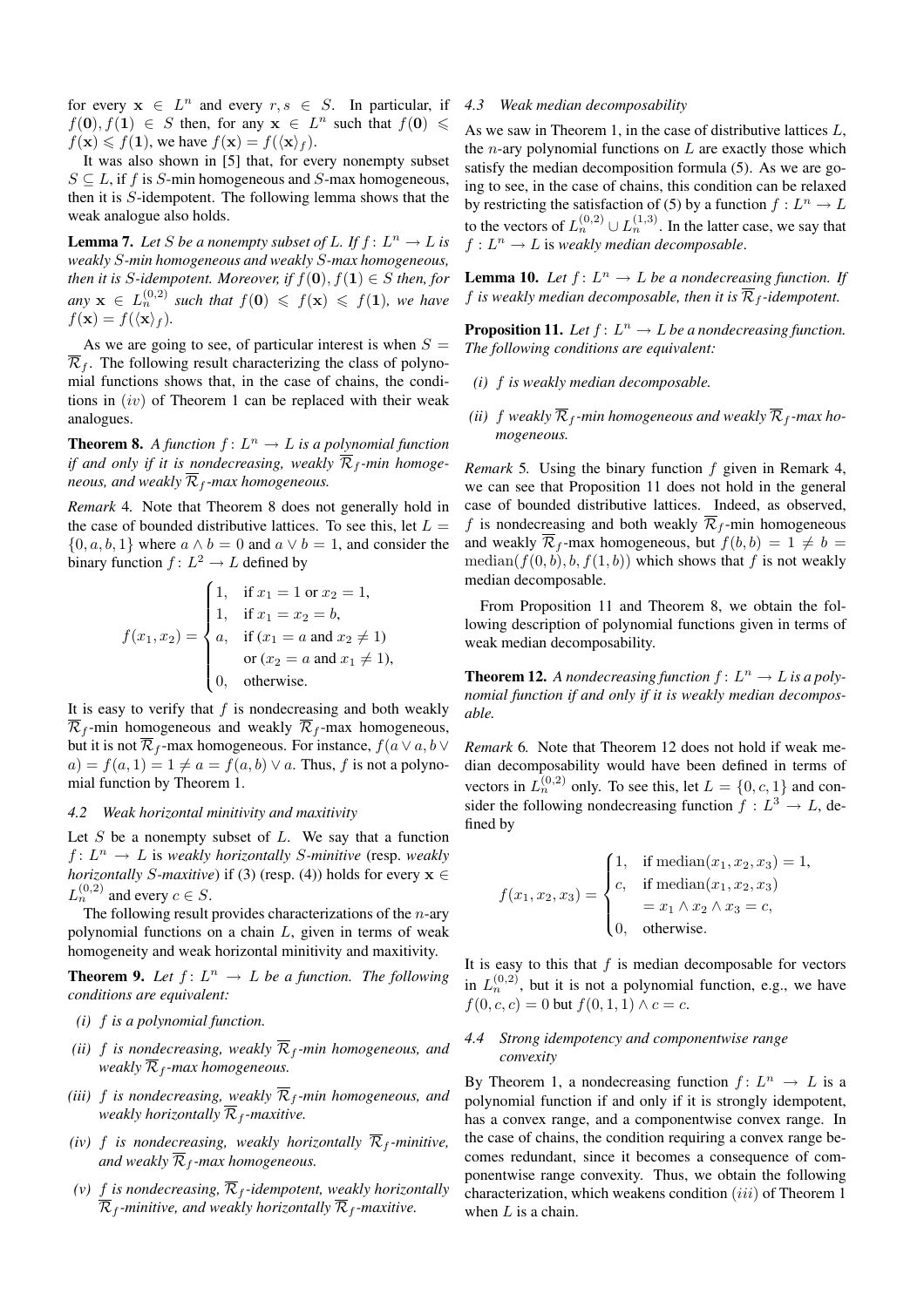for every $\mathbf{x} \in L^n$ and every $r, s \in S$. In particular, if $f(\mathbf{0}), f(\mathbf{1}) \in S$ then, for any $\mathbf{x} \in L^n$ such that $f(\mathbf{0}) \leqslant f(\mathbf{x}) \leqslant f(\mathbf{1})$, we have $f(\mathbf{x}) = f(\langle \mathbf{x} \rangle_f)$.

It was also shown in [5] that, for every nonempty subset $S \subseteq L$, if $f$ is $S$-min homogeneous and $S$-max homogeneous, then it is $S$-idempotent. The following lemma shows that the weak analogue also holds.

**Lemma 7.** *Let $S$ be a nonempty subset of $L$. If $f: L^n \to L$ is weakly $S$-min homogeneous and weakly $S$-max homogeneous, then it is $S$-idempotent. Moreover, if $f(\mathbf{0}), f(\mathbf{1}) \in S$ then, for any $\mathbf{x} \in L_n^{(0,2)}$ such that $f(\mathbf{0}) \leqslant f(\mathbf{x}) \leqslant f(\mathbf{1})$, we have $f(\mathbf{x}) = f(\langle \mathbf{x} \rangle_f)$.*

As we are going to see, of particular interest is when $S = \overline{\mathcal{R}}_f$. The following result characterizing the class of polynomial functions shows that, in the case of chains, the conditions in $(iv)$ of Theorem 1 can be replaced with their weak analogues.

**Theorem 8.** *A function $f: L^n \to L$ is a polynomial function if and only if it is nondecreasing, weakly $\overline{\mathcal{R}}_f$-min homogeneous, and weakly $\overline{\mathcal{R}}_f$-max homogeneous.*

*Remark* 4. Note that Theorem 8 does not generally hold in the case of bounded distributive lattices. To see this, let $L = \{0, a, b, 1\}$ where $a \wedge b = 0$ and $a \vee b = 1$, and consider the binary function $f: L^2 \to L$ defined by

$$f(x_1, x_2) = \begin{cases} 1, & \text{if } x_1 = 1 \text{ or } x_2 = 1, \\ 1, & \text{if } x_1 = x_2 = b, \\ a, & \text{if } (x_1 = a \text{ and } x_2 \neq 1) \\ & \text{or } (x_2 = a \text{ and } x_1 \neq 1), \\ 0, & \text{otherwise.} \end{cases}$$

It is easy to verify that $f$ is nondecreasing and both weakly $\overline{\mathcal{R}}_f$-min homogeneous and weakly $\overline{\mathcal{R}}_f$-max homogeneous, but it is not $\overline{\mathcal{R}}_f$-max homogeneous. For instance, $f(a \vee a, b \vee a) = f(a, 1) = 1 \neq a = f(a, b) \vee a$. Thus, $f$ is not a polynomial function by Theorem 1.

### 4.2 Weak horizontal minitivity and maxitivity

Let $S$ be a nonempty subset of $L$. We say that a function $f: L^n \to L$ is *weakly horizontally $S$-minitive* (resp. *weakly horizontally $S$-maxitive*) if (3) (resp. (4)) holds for every $\mathbf{x} \in L_n^{(0,2)}$ and every $c \in S$.

The following result provides characterizations of the $n$-ary polynomial functions on a chain $L$, given in terms of weak homogeneity and weak horizontal minitivity and maxitivity.

**Theorem 9.** *Let $f: L^n \to L$ be a function. The following conditions are equivalent:*

*(i) $f$ is a polynomial function.*

*(ii) $f$ is nondecreasing, weakly $\overline{\mathcal{R}}_f$-min homogeneous, and weakly $\overline{\mathcal{R}}_f$-max homogeneous.*

*(iii) $f$ is nondecreasing, weakly $\overline{\mathcal{R}}_f$-min homogeneous, and weakly horizontally $\overline{\mathcal{R}}_f$-maxitive.*

*(iv) $f$ is nondecreasing, weakly horizontally $\overline{\mathcal{R}}_f$-minitive, and weakly $\overline{\mathcal{R}}_f$-max homogeneous.*

*(v) $f$ is nondecreasing, $\overline{\mathcal{R}}_f$-idempotent, weakly horizontally $\overline{\mathcal{R}}_f$-minitive, and weakly horizontally $\overline{\mathcal{R}}_f$-maxitive.*

### 4.3 Weak median decomposability

As we saw in Theorem 1, in the case of distributive lattices $L$, the $n$-ary polynomial functions on $L$ are exactly those which satisfy the median decomposition formula (5). As we are going to see, in the case of chains, this condition can be relaxed by restricting the satisfaction of (5) by a function $f: L^n \to L$ to the vectors of $L_n^{(0,2)} \cup L_n^{(1,3)}$. In the latter case, we say that $f: L^n \to L$ is *weakly median decomposable*.

**Lemma 10.** *Let $f: L^n \to L$ be a nondecreasing function. If $f$ is weakly median decomposable, then it is $\overline{\mathcal{R}}_f$-idempotent.*

**Proposition 11.** *Let $f: L^n \to L$ be a nondecreasing function. The following conditions are equivalent:*

*(i) $f$ is weakly median decomposable.*

*(ii) $f$ weakly $\overline{\mathcal{R}}_f$-min homogeneous and weakly $\overline{\mathcal{R}}_f$-max homogeneous.*

*Remark* 5. Using the binary function $f$ given in Remark 4, we can see that Proposition 11 does not hold in the general case of bounded distributive lattices. Indeed, as observed, $f$ is nondecreasing and both weakly $\overline{\mathcal{R}}_f$-min homogeneous and weakly $\overline{\mathcal{R}}_f$-max homogeneous, but $f(b, b) = 1 \neq b = \mathrm{median}(f(0, b), b, f(1, b))$ which shows that $f$ is not weakly median decomposable.

From Proposition 11 and Theorem 8, we obtain the following description of polynomial functions given in terms of weak median decomposability.

**Theorem 12.** *A nondecreasing function $f: L^n \to L$ is a polynomial function if and only if it is weakly median decomposable.*

*Remark* 6. Note that Theorem 12 does not hold if weak median decomposability would have been defined in terms of vectors in $L_n^{(0,2)}$ only. To see this, let $L = \{0, c, 1\}$ and consider the following nondecreasing function $f: L^3 \to L$, defined by

$$f(x_1, x_2, x_3) = \begin{cases} 1, & \text{if } \mathrm{median}(x_1, x_2, x_3) = 1, \\ c, & \text{if } \mathrm{median}(x_1, x_2, x_3) \\ & \quad = x_1 \wedge x_2 \wedge x_3 = c, \\ 0, & \text{otherwise.} \end{cases}$$

It is easy to this that $f$ is median decomposable for vectors in $L_n^{(0,2)}$, but it is not a polynomial function, e.g., we have $f(0, c, c) = 0$ but $f(0, 1, 1) \wedge c = c$.

### 4.4 Strong idempotency and componentwise range convexity

By Theorem 1, a nondecreasing function $f: L^n \to L$ is a polynomial function if and only if it is strongly idempotent, has a convex range, and a componentwise convex range. In the case of chains, the condition requiring a convex range becomes redundant, since it becomes a consequence of componentwise range convexity. Thus, we obtain the following characterization, which weakens condition $(iii)$ of Theorem 1 when $L$ is a chain.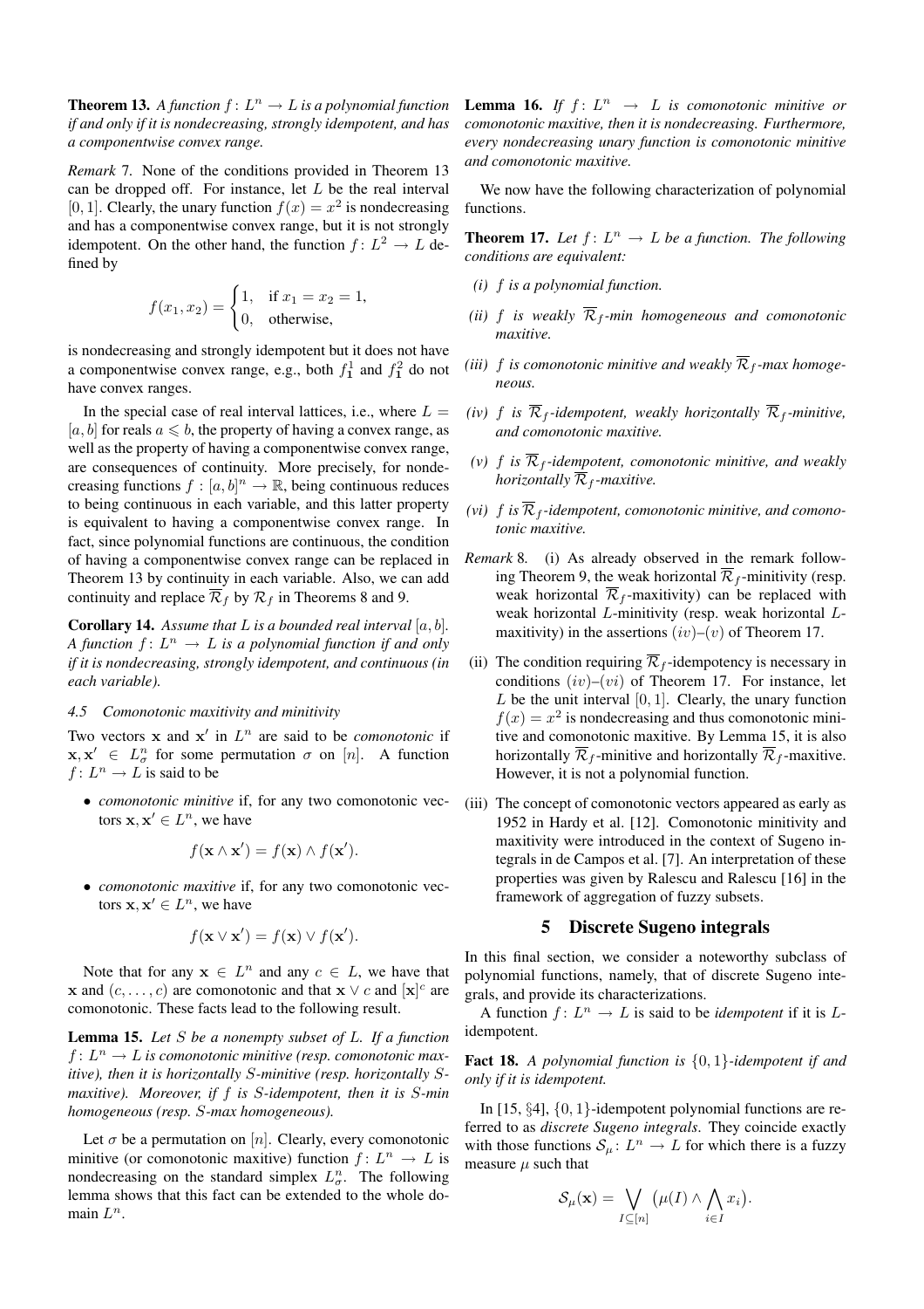**Theorem 13.** *A function $f\colon L^n \to L$ is a polynomial function if and only if it is nondecreasing, strongly idempotent, and has a componentwise convex range.*

*Remark* 7. None of the conditions provided in Theorem 13 can be dropped off. For instance, let $L$ be the real interval $[0,1]$. Clearly, the unary function $f(x) = x^2$ is nondecreasing and has a componentwise convex range, but it is not strongly idempotent. On the other hand, the function $f\colon L^2 \to L$ defined by

$$f(x_1, x_2) = \begin{cases} 1, & \text{if } x_1 = x_2 = 1, \\ 0, & \text{otherwise,} \end{cases}$$

is nondecreasing and strongly idempotent but it does not have a componentwise convex range, e.g., both $f^1_{\mathbf{1}}$ and $f^2_{\mathbf{1}}$ do not have convex ranges.

In the special case of real interval lattices, i.e., where $L = [a,b]$ for reals $a \leqslant b$, the property of having a convex range, as well as the property of having a componentwise convex range, are consequences of continuity. More precisely, for nondecreasing functions $f : [a,b]^n \to \mathbb{R}$, being continuous reduces to being continuous in each variable, and this latter property is equivalent to having a componentwise convex range. In fact, since polynomial functions are continuous, the condition of having a componentwise convex range can be replaced in Theorem 13 by continuity in each variable. Also, we can add continuity and replace $\overline{\mathcal{R}}_f$ by $\mathcal{R}_f$ in Theorems 8 and 9.

**Corollary 14.** *Assume that $L$ is a bounded real interval $[a,b]$. A function $f\colon L^n \to L$ is a polynomial function if and only if it is nondecreasing, strongly idempotent, and continuous (in each variable).*

### 4.5 Comonotonic maxitivity and minitivity

Two vectors $\mathbf{x}$ and $\mathbf{x}'$ in $L^n$ are said to be *comonotonic* if $\mathbf{x}, \mathbf{x}' \in L^n_\sigma$ for some permutation $\sigma$ on $[n]$. A function $f\colon L^n \to L$ is said to be

- *comonotonic minitive* if, for any two comonotonic vectors $\mathbf{x}, \mathbf{x}' \in L^n$, we have

$$f(\mathbf{x} \wedge \mathbf{x}') = f(\mathbf{x}) \wedge f(\mathbf{x}').$$

- *comonotonic maxitive* if, for any two comonotonic vectors $\mathbf{x}, \mathbf{x}' \in L^n$, we have

$$f(\mathbf{x} \vee \mathbf{x}') = f(\mathbf{x}) \vee f(\mathbf{x}').$$

Note that for any $\mathbf{x} \in L^n$ and any $c \in L$, we have that $\mathbf{x}$ and $(c, \ldots, c)$ are comonotonic and that $\mathbf{x} \vee c$ and $[\mathbf{x}]^c$ are comonotonic. These facts lead to the following result.

**Lemma 15.** *Let $S$ be a nonempty subset of $L$. If a function $f\colon L^n \to L$ is comonotonic minitive (resp. comonotonic maxitive), then it is horizontally $S$-minitive (resp. horizontally $S$-maxitive). Moreover, if $f$ is $S$-idempotent, then it is $S$-min homogeneous (resp. $S$-max homogeneous).*

Let $\sigma$ be a permutation on $[n]$. Clearly, every comonotonic minitive (or comonotonic maxitive) function $f\colon L^n \to L$ is nondecreasing on the standard simplex $L^n_\sigma$. The following lemma shows that this fact can be extended to the whole domain $L^n$.

**Lemma 16.** *If $f\colon L^n \to L$ is comonotonic minitive or comonotonic maxitive, then it is nondecreasing. Furthermore, every nondecreasing unary function is comonotonic minitive and comonotonic maxitive.*

We now have the following characterization of polynomial functions.

**Theorem 17.** *Let $f\colon L^n \to L$ be a function. The following conditions are equivalent:*

*(i) $f$ is a polynomial function.*

*(ii) $f$ is weakly $\overline{\mathcal{R}}_f$-min homogeneous and comonotonic maxitive.*

*(iii) $f$ is comonotonic minitive and weakly $\overline{\mathcal{R}}_f$-max homogeneous.*

*(iv) $f$ is $\overline{\mathcal{R}}_f$-idempotent, weakly horizontally $\overline{\mathcal{R}}_f$-minitive, and comonotonic maxitive.*

*(v) $f$ is $\overline{\mathcal{R}}_f$-idempotent, comonotonic minitive, and weakly horizontally $\overline{\mathcal{R}}_f$-maxitive.*

*(vi) $f$ is $\overline{\mathcal{R}}_f$-idempotent, comonotonic minitive, and comonotonic maxitive.*

*Remark* 8. (i) As already observed in the remark following Theorem 9, the weak horizontal $\overline{\mathcal{R}}_f$-minitivity (resp. weak horizontal $\overline{\mathcal{R}}_f$-maxitivity) can be replaced with weak horizontal $L$-minitivity (resp. weak horizontal $L$-maxitivity) in the assertions $(iv)$–$(v)$ of Theorem 17.

(ii) The condition requiring $\overline{\mathcal{R}}_f$-idempotency is necessary in conditions $(iv)$–$(vi)$ of Theorem 17. For instance, let $L$ be the unit interval $[0,1]$. Clearly, the unary function $f(x) = x^2$ is nondecreasing and thus comonotonic minitive and comonotonic maxitive. By Lemma 15, it is also horizontally $\overline{\mathcal{R}}_f$-minitive and horizontally $\overline{\mathcal{R}}_f$-maxitive. However, it is not a polynomial function.

(iii) The concept of comonotonic vectors appeared as early as 1952 in Hardy et al. [12]. Comonotonic minitivity and maxitivity were introduced in the context of Sugeno integrals in de Campos et al. [7]. An interpretation of these properties was given by Ralescu and Ralescu [16] in the framework of aggregation of fuzzy subsets.

## 5 Discrete Sugeno integrals

In this final section, we consider a noteworthy subclass of polynomial functions, namely, that of discrete Sugeno integrals, and provide its characterizations.

A function $f\colon L^n \to L$ is said to be *idempotent* if it is $L$-idempotent.

**Fact 18.** *A polynomial function is $\{0,1\}$-idempotent if and only if it is idempotent.*

In [15, §4], $\{0,1\}$-idempotent polynomial functions are referred to as *discrete Sugeno integrals*. They coincide exactly with those functions $\mathcal{S}_\mu\colon L^n \to L$ for which there is a fuzzy measure $\mu$ such that

$$\mathcal{S}_\mu(\mathbf{x}) = \bigvee_{I \subseteq [n]} \big(\mu(I) \wedge \bigwedge_{i \in I} x_i\big).$$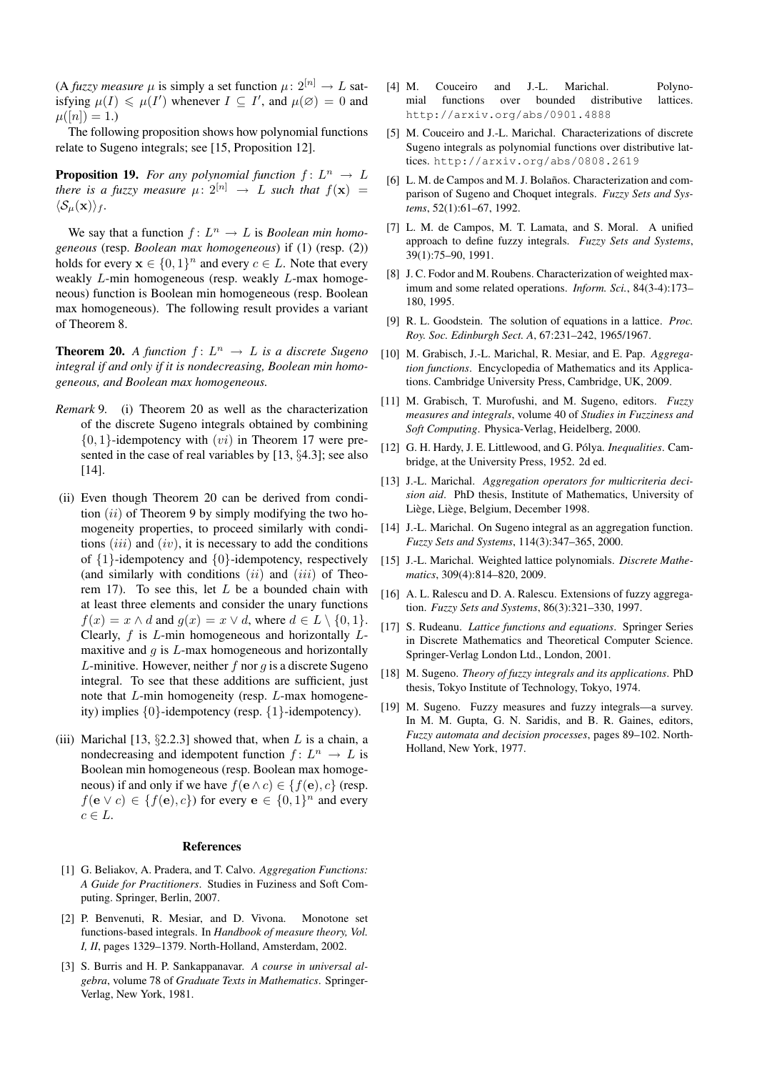(A *fuzzy measure* $\mu$ is simply a set function $\mu\colon 2^{[n]} \to L$ satisfying $\mu(I) \leqslant \mu(I')$ whenever $I \subseteq I'$, and $\mu(\varnothing) = 0$ and $\mu([n]) = 1$.)

The following proposition shows how polynomial functions relate to Sugeno integrals; see [15, Proposition 12].

**Proposition 19.** *For any polynomial function $f\colon L^n \to L$ there is a fuzzy measure $\mu\colon 2^{[n]} \to L$ such that $f(\mathbf{x}) = \langle \mathcal{S}_\mu(\mathbf{x})\rangle_f$.*

We say that a function $f\colon L^n \to L$ is *Boolean min homogeneous* (resp. *Boolean max homogeneous*) if (1) (resp. (2)) holds for every $\mathbf{x} \in \{0,1\}^n$ and every $c \in L$. Note that every weakly $L$-min homogeneous (resp. weakly $L$-max homogeneous) function is Boolean min homogeneous (resp. Boolean max homogeneous). The following result provides a variant of Theorem 8.

**Theorem 20.** *A function $f\colon L^n \to L$ is a discrete Sugeno integral if and only if it is nondecreasing, Boolean min homogeneous, and Boolean max homogeneous.*

*Remark* 9. (i) Theorem 20 as well as the characterization of the discrete Sugeno integrals obtained by combining $\{0,1\}$-idempotency with $(vi)$ in Theorem 17 were presented in the case of real variables by [13, §4.3]; see also [14].

(ii) Even though Theorem 20 can be derived from condition $(ii)$ of Theorem 9 by simply modifying the two homogeneity properties, to proceed similarly with conditions $(iii)$ and $(iv)$, it is necessary to add the conditions of $\{1\}$-idempotency and $\{0\}$-idempotency, respectively (and similarly with conditions $(ii)$ and $(iii)$ of Theorem 17). To see this, let $L$ be a bounded chain with at least three elements and consider the unary functions $f(x) = x \wedge d$ and $g(x) = x \vee d$, where $d \in L \setminus \{0,1\}$. Clearly, $f$ is $L$-min homogeneous and horizontally $L$-maxitive and $g$ is $L$-max homogeneous and horizontally $L$-minitive. However, neither $f$ nor $g$ is a discrete Sugeno integral. To see that these additions are sufficient, just note that $L$-min homogeneity (resp. $L$-max homogeneity) implies $\{0\}$-idempotency (resp. $\{1\}$-idempotency).

(iii) Marichal [13, §2.2.3] showed that, when $L$ is a chain, a nondecreasing and idempotent function $f\colon L^n \to L$ is Boolean min homogeneous (resp. Boolean max homogeneous) if and only if we have $f(\mathbf{e} \wedge c) \in \{f(\mathbf{e}), c\}$ (resp. $f(\mathbf{e} \vee c) \in \{f(\mathbf{e}), c\}$) for every $\mathbf{e} \in \{0,1\}^n$ and every $c \in L$.

## References

[1] G. Beliakov, A. Pradera, and T. Calvo. *Aggregation Functions: A Guide for Practitioners*. Studies in Fuziness and Soft Computing. Springer, Berlin, 2007.

[2] P. Benvenuti, R. Mesiar, and D. Vivona. Monotone set functions-based integrals. In *Handbook of measure theory, Vol. I, II*, pages 1329–1379. North-Holland, Amsterdam, 2002.

[3] S. Burris and H. P. Sankappanavar. *A course in universal algebra*, volume 78 of *Graduate Texts in Mathematics*. Springer-Verlag, New York, 1981.

[4] M. Couceiro and J.-L. Marichal. Polynomial functions over bounded distributive lattices. http://arxiv.org/abs/0901.4888

[5] M. Couceiro and J.-L. Marichal. Characterizations of discrete Sugeno integrals as polynomial functions over distributive lattices. http://arxiv.org/abs/0808.2619

[6] L. M. de Campos and M. J. Bolaños. Characterization and comparison of Sugeno and Choquet integrals. *Fuzzy Sets and Systems*, 52(1):61–67, 1992.

[7] L. M. de Campos, M. T. Lamata, and S. Moral. A unified approach to define fuzzy integrals. *Fuzzy Sets and Systems*, 39(1):75–90, 1991.

[8] J. C. Fodor and M. Roubens. Characterization of weighted maximum and some related operations. *Inform. Sci.*, 84(3-4):173–180, 1995.

[9] R. L. Goodstein. The solution of equations in a lattice. *Proc. Roy. Soc. Edinburgh Sect. A*, 67:231–242, 1965/1967.

[10] M. Grabisch, J.-L. Marichal, R. Mesiar, and E. Pap. *Aggregation functions*. Encyclopedia of Mathematics and its Applications. Cambridge University Press, Cambridge, UK, 2009.

[11] M. Grabisch, T. Murofushi, and M. Sugeno, editors. *Fuzzy measures and integrals*, volume 40 of *Studies in Fuzziness and Soft Computing*. Physica-Verlag, Heidelberg, 2000.

[12] G. H. Hardy, J. E. Littlewood, and G. Pólya. *Inequalities*. Cambridge, at the University Press, 1952. 2d ed.

[13] J.-L. Marichal. *Aggregation operators for multicriteria decision aid*. PhD thesis, Institute of Mathematics, University of Liège, Liège, Belgium, December 1998.

[14] J.-L. Marichal. On Sugeno integral as an aggregation function. *Fuzzy Sets and Systems*, 114(3):347–365, 2000.

[15] J.-L. Marichal. Weighted lattice polynomials. *Discrete Mathematics*, 309(4):814–820, 2009.

[16] A. L. Ralescu and D. A. Ralescu. Extensions of fuzzy aggregation. *Fuzzy Sets and Systems*, 86(3):321–330, 1997.

[17] S. Rudeanu. *Lattice functions and equations*. Springer Series in Discrete Mathematics and Theoretical Computer Science. Springer-Verlag London Ltd., London, 2001.

[18] M. Sugeno. *Theory of fuzzy integrals and its applications*. PhD thesis, Tokyo Institute of Technology, Tokyo, 1974.

[19] M. Sugeno. Fuzzy measures and fuzzy integrals—a survey. In M. M. Gupta, G. N. Saridis, and B. R. Gaines, editors, *Fuzzy automata and decision processes*, pages 89–102. North-Holland, New York, 1977.